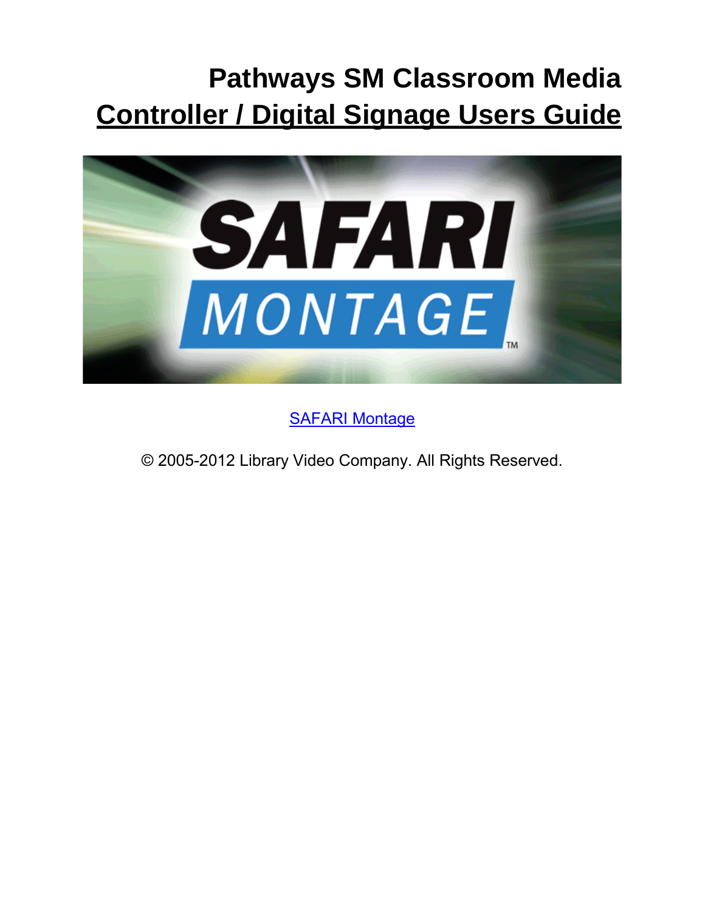# Pathways SM Classroom Media
# Controller / Digital Signage Users Guide

SAFARI Montage

© 2005-2012 Library Video Company. All Rights Reserved.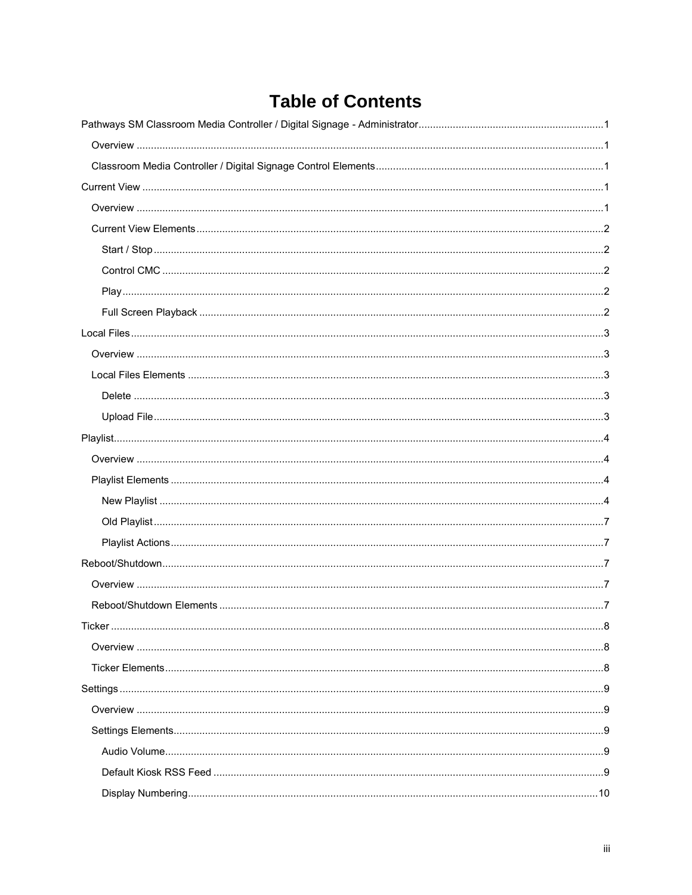# Table of Contents

- Pathways SM Classroom Media Controller / Digital Signage - Administrator ........ 1
  - Overview ........ 1
  - Classroom Media Controller / Digital Signage Control Elements ........ 1
- Current View ........ 1
  - Overview ........ 1
  - Current View Elements ........ 2
    - Start / Stop ........ 2
    - Control CMC ........ 2
    - Play ........ 2
    - Full Screen Playback ........ 2
- Local Files ........ 3
  - Overview ........ 3
  - Local Files Elements ........ 3
    - Delete ........ 3
    - Upload File ........ 3
- Playlist ........ 4
  - Overview ........ 4
  - Playlist Elements ........ 4
    - New Playlist ........ 4
    - Old Playlist ........ 7
    - Playlist Actions ........ 7
- Reboot/Shutdown ........ 7
  - Overview ........ 7
  - Reboot/Shutdown Elements ........ 7
- Ticker ........ 8
  - Overview ........ 8
  - Ticker Elements ........ 8
- Settings ........ 9
  - Overview ........ 9
  - Settings Elements ........ 9
    - Audio Volume ........ 9
    - Default Kiosk RSS Feed ........ 9
    - Display Numbering ........ 10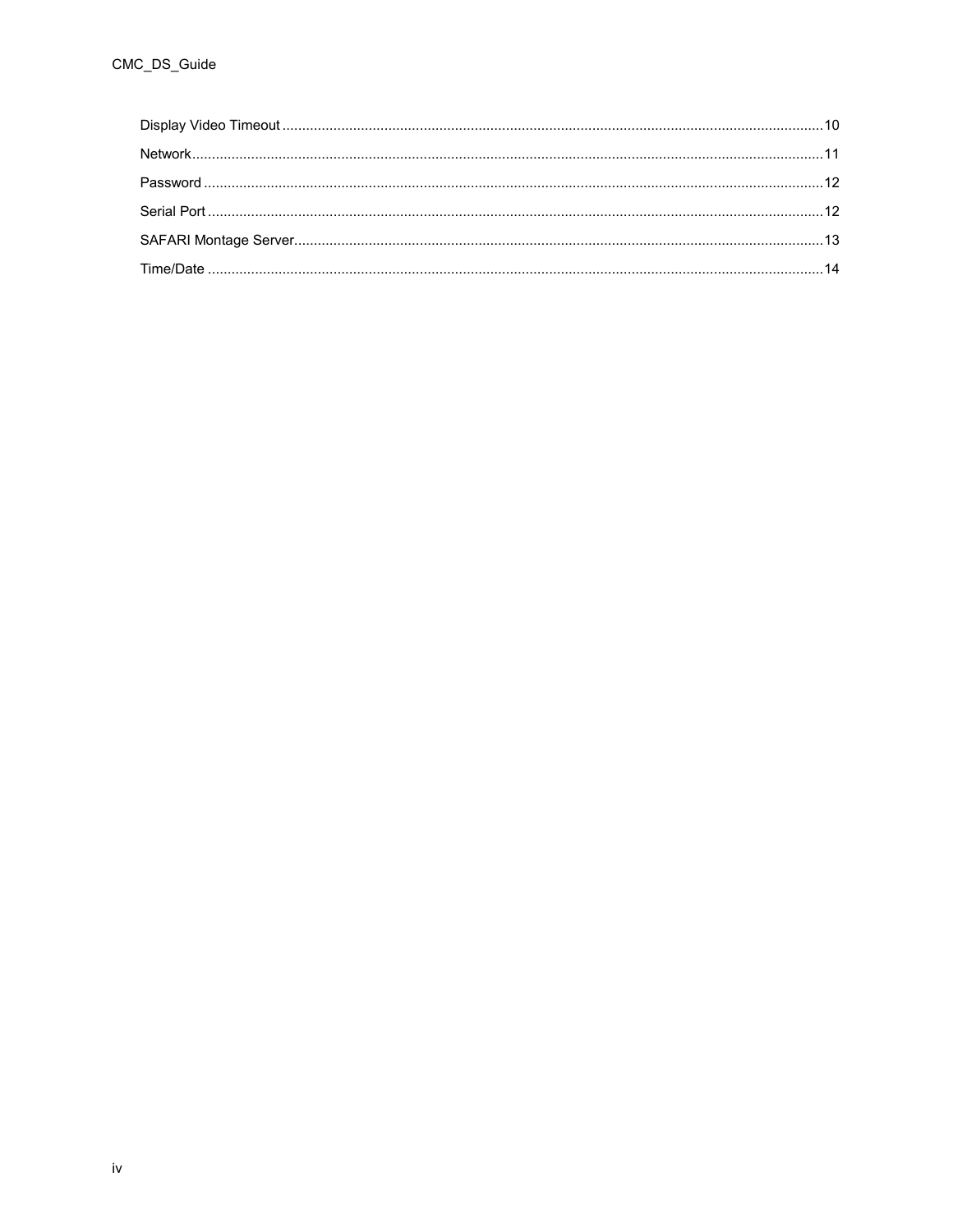Display Video Timeout ........................................................................................................................................10

Network..............................................................................................................................................................11

Password ...........................................................................................................................................................12

Serial Port ..........................................................................................................................................................12

SAFARI Montage Server.....................................................................................................................................13

Time/Date ..........................................................................................................................................................14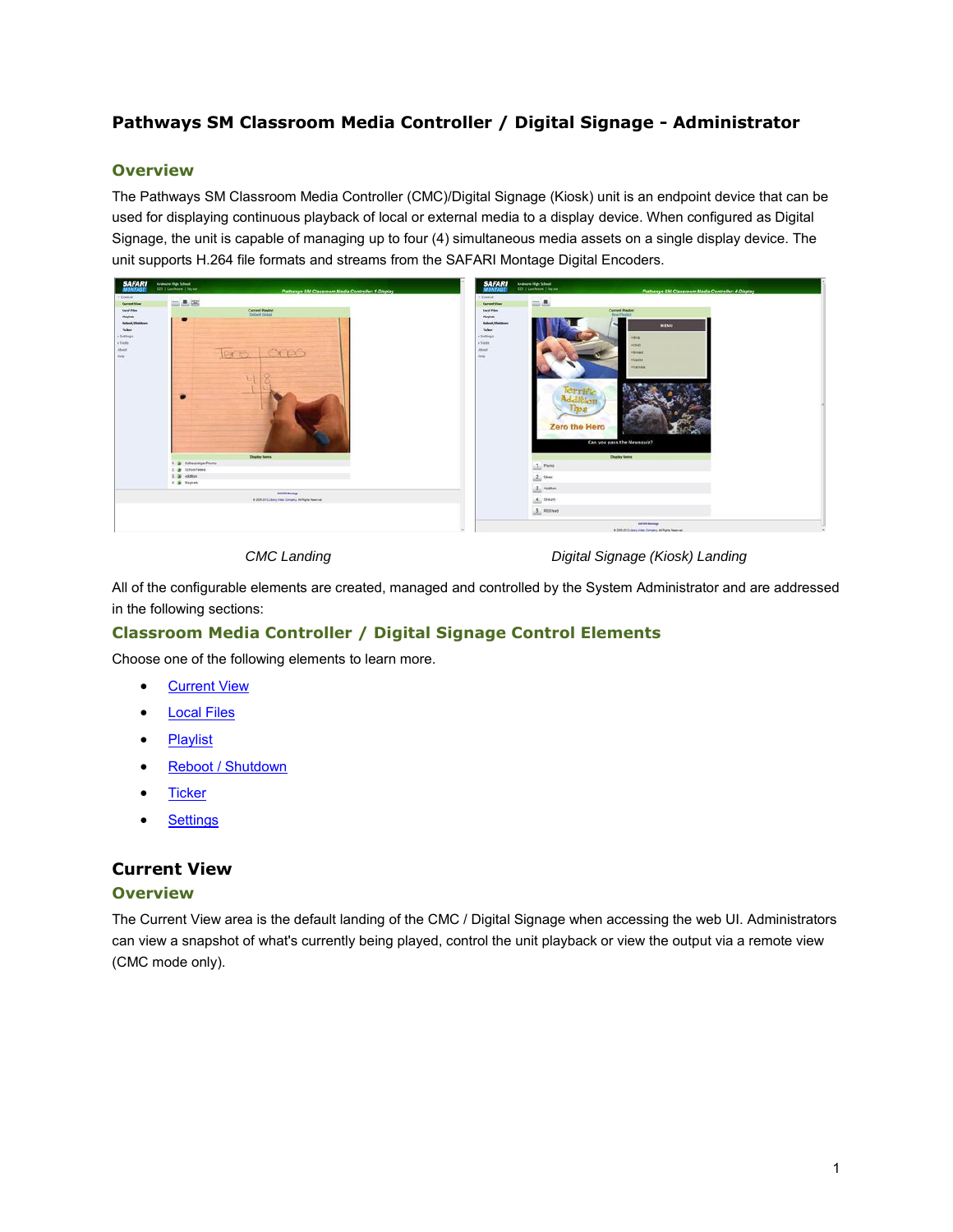# Pathways SM Classroom Media Controller / Digital Signage - Administrator

## Overview

The Pathways SM Classroom Media Controller (CMC)/Digital Signage (Kiosk) unit is an endpoint device that can be used for displaying continuous playback of local or external media to a display device. When configured as Digital Signage, the unit is capable of managing up to four (4) simultaneous media assets on a single display device. The unit supports H.264 file formats and streams from the SAFARI Montage Digital Encoders.

*CMC Landing* *Digital Signage (Kiosk) Landing*

All of the configurable elements are created, managed and controlled by the System Administrator and are addressed in the following sections:

## Classroom Media Controller / Digital Signage Control Elements

Choose one of the following elements to learn more.

- Current View
- Local Files
- Playlist
- Reboot / Shutdown
- Ticker
- Settings

# Current View

## Overview

The Current View area is the default landing of the CMC / Digital Signage when accessing the web UI. Administrators can view a snapshot of what's currently being played, control the unit playback or view the output via a remote view (CMC mode only).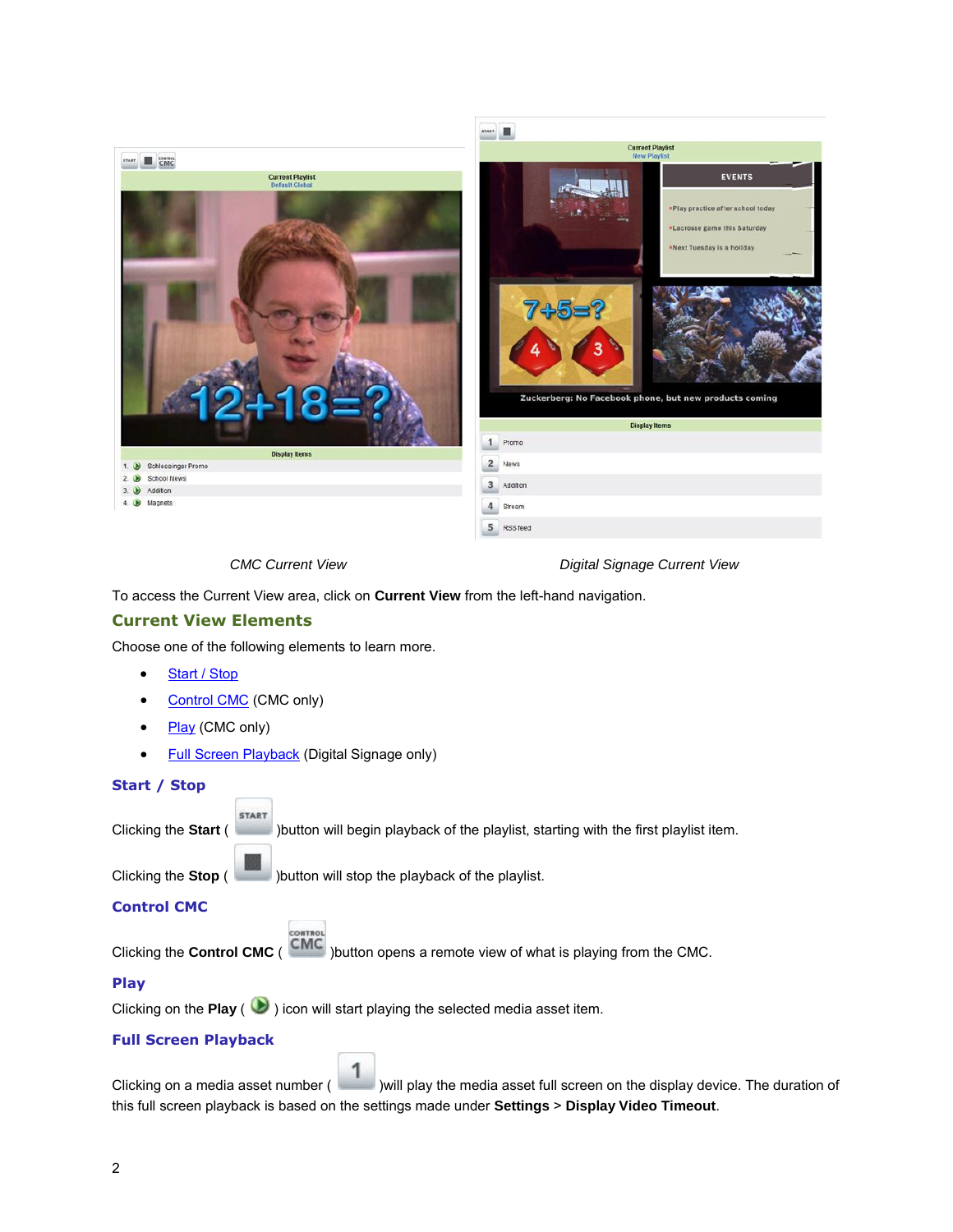*CMC Current View*

*Digital Signage Current View*

To access the Current View area, click on **Current View** from the left-hand navigation.

## Current View Elements

Choose one of the following elements to learn more.

- Start / Stop
- Control CMC (CMC only)
- Play (CMC only)
- Full Screen Playback (Digital Signage only)

## Start / Stop

Clicking the **Start** ( )button will begin playback of the playlist, starting with the first playlist item.

Clicking the **Stop** ( )button will stop the playback of the playlist.

## Control CMC

Clicking the **Control CMC** ( )button opens a remote view of what is playing from the CMC.

## Play

Clicking on the **Play** ( ) icon will start playing the selected media asset item.

## Full Screen Playback

Clicking on a media asset number ( )will play the media asset full screen on the display device. The duration of this full screen playback is based on the settings made under **Settings** > **Display Video Timeout**.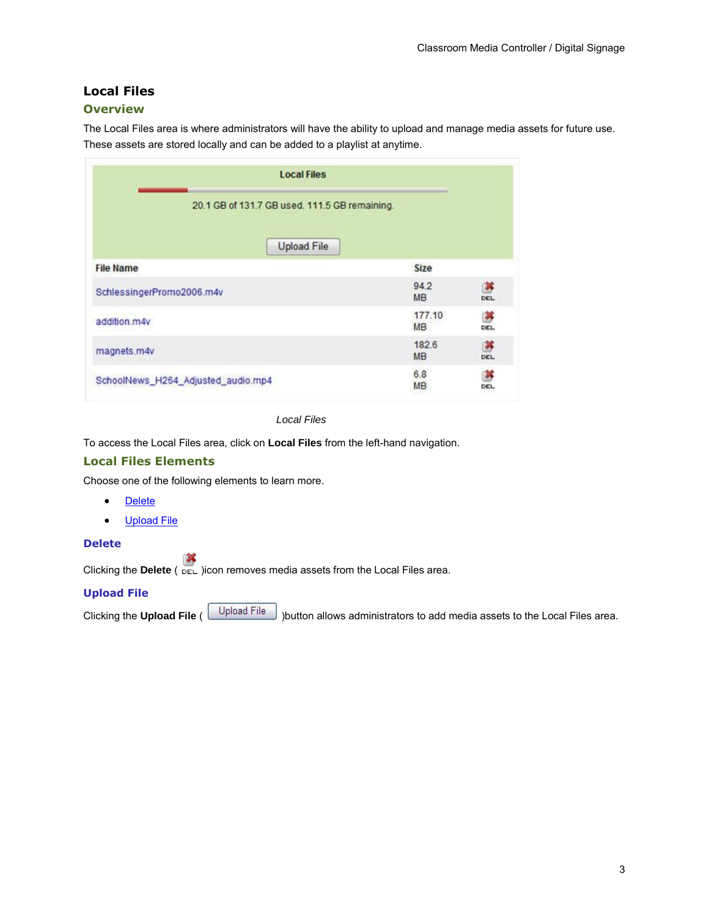## Local Files

### Overview

The Local Files area is where administrators will have the ability to upload and manage media assets for future use. These assets are stored locally and can be added to a playlist at anytime.

| Local Files | | |
|---|---|---|
| 20.1 GB of 131.7 GB used. 111.5 GB remaining. | | |
| Upload File | | |
| **File Name** | **Size** | |
| SchlessingerPromo2006.m4v | 94.2 MB | DEL |
| addition.m4v | 177.10 MB | DEL |
| magnets.m4v | 182.6 MB | DEL |
| SchoolNews_H264_Adjusted_audio.mp4 | 6.8 MB | DEL |

*Local Files*

To access the Local Files area, click on **Local Files** from the left-hand navigation.

### Local Files Elements

Choose one of the following elements to learn more.

- Delete
- Upload File

#### Delete

Clicking the **Delete** ( DEL )icon removes media assets from the Local Files area.

#### Upload File

Clicking the **Upload File** ( Upload File )button allows administrators to add media assets to the Local Files area.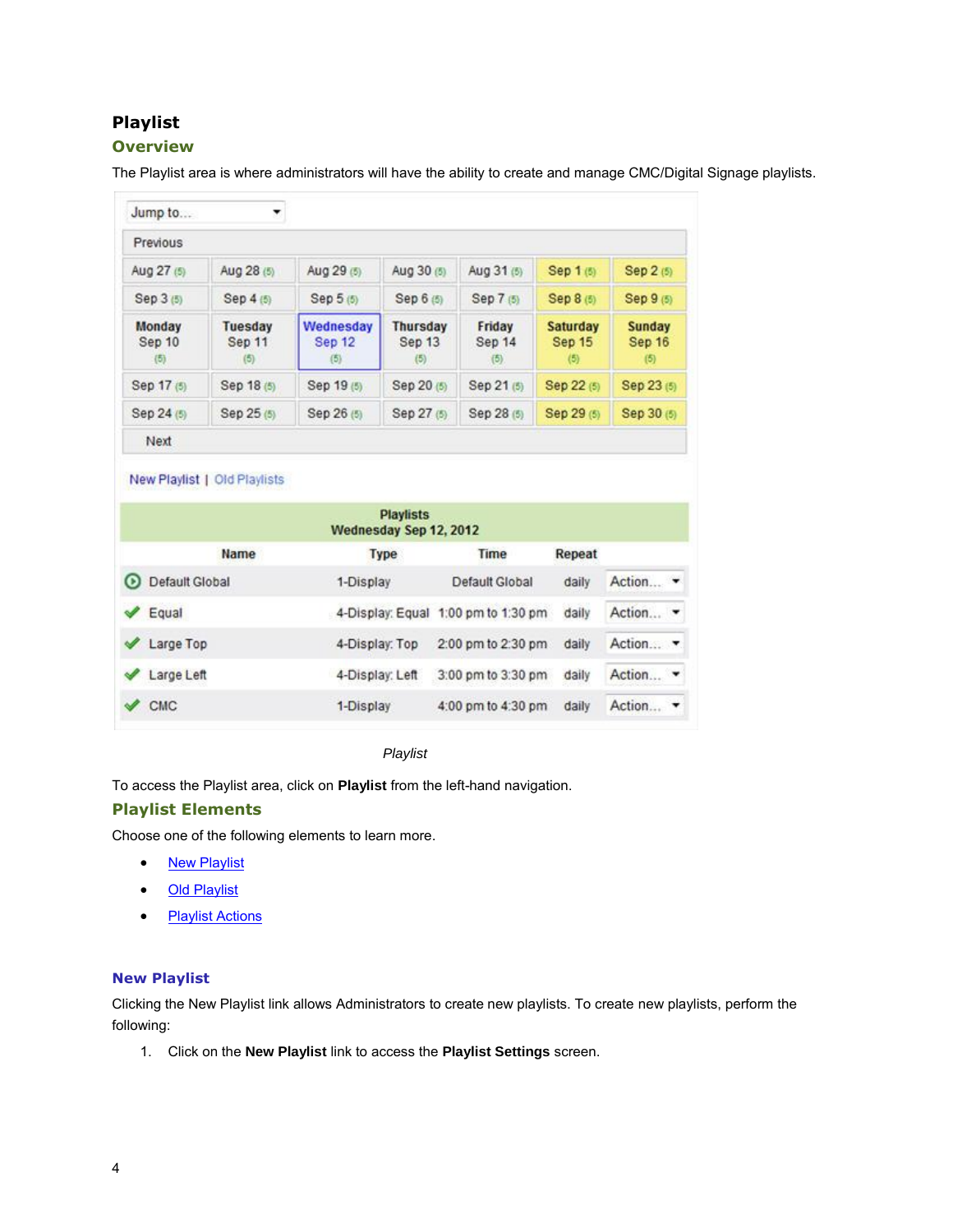## Playlist

### Overview

The Playlist area is where administrators will have the ability to create and manage CMC/Digital Signage playlists.

| Jump to... | | | | | | |
|---|---|---|---|---|---|---|
| Previous | | | | | | |
| Aug 27 (5) | Aug 28 (5) | Aug 29 (5) | Aug 30 (5) | Aug 31 (5) | Sep 1 (5) | Sep 2 (5) |
| Sep 3 (5) | Sep 4 (5) | Sep 5 (5) | Sep 6 (5) | Sep 7 (5) | Sep 8 (5) | Sep 9 (5) |
| Monday Sep 10 (5) | Tuesday Sep 11 (5) | Wednesday Sep 12 (5) | Thursday Sep 13 (5) | Friday Sep 14 (5) | Saturday Sep 15 (5) | Sunday Sep 16 (5) |
| Sep 17 (5) | Sep 18 (5) | Sep 19 (5) | Sep 20 (5) | Sep 21 (5) | Sep 22 (5) | Sep 23 (5) |
| Sep 24 (5) | Sep 25 (5) | Sep 26 (5) | Sep 27 (5) | Sep 28 (5) | Sep 29 (5) | Sep 30 (5) |
| Next | | | | | | |

New Playlist | Old Playlists

**Playlists**
**Wednesday Sep 12, 2012**

| Name | Type | Time | Repeat | |
|---|---|---|---|---|
| Default Global | 1-Display | Default Global | daily | Action... |
| Equal | 4-Display: Equal | 1:00 pm to 1:30 pm | daily | Action... |
| Large Top | 4-Display: Top | 2:00 pm to 2:30 pm | daily | Action... |
| Large Left | 4-Display: Left | 3:00 pm to 3:30 pm | daily | Action... |
| CMC | 1-Display | 4:00 pm to 4:30 pm | daily | Action... |

*Playlist*

To access the Playlist area, click on **Playlist** from the left-hand navigation.

### Playlist Elements

Choose one of the following elements to learn more.

- New Playlist
- Old Playlist
- Playlist Actions

### New Playlist

Clicking the New Playlist link allows Administrators to create new playlists. To create new playlists, perform the following:

1. Click on the **New Playlist** link to access the **Playlist Settings** screen.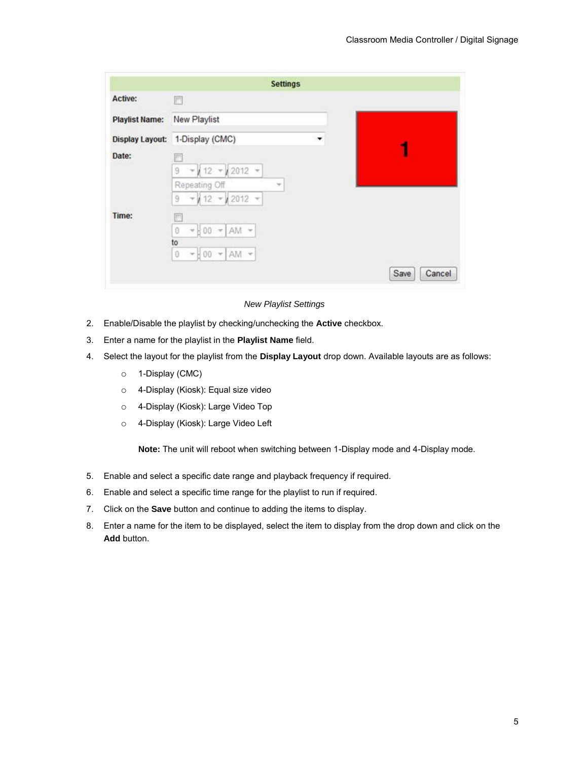*New Playlist Settings*

2. Enable/Disable the playlist by checking/unchecking the **Active** checkbox.
3. Enter a name for the playlist in the **Playlist Name** field.
4. Select the layout for the playlist from the **Display Layout** drop down. Available layouts are as follows:
   - 1-Display (CMC)
   - 4-Display (Kiosk): Equal size video
   - 4-Display (Kiosk): Large Video Top
   - 4-Display (Kiosk): Large Video Left

   **Note:** The unit will reboot when switching between 1-Display mode and 4-Display mode.

5. Enable and select a specific date range and playback frequency if required.
6. Enable and select a specific time range for the playlist to run if required.
7. Click on the **Save** button and continue to adding the items to display.
8. Enter a name for the item to be displayed, select the item to display from the drop down and click on the **Add** button.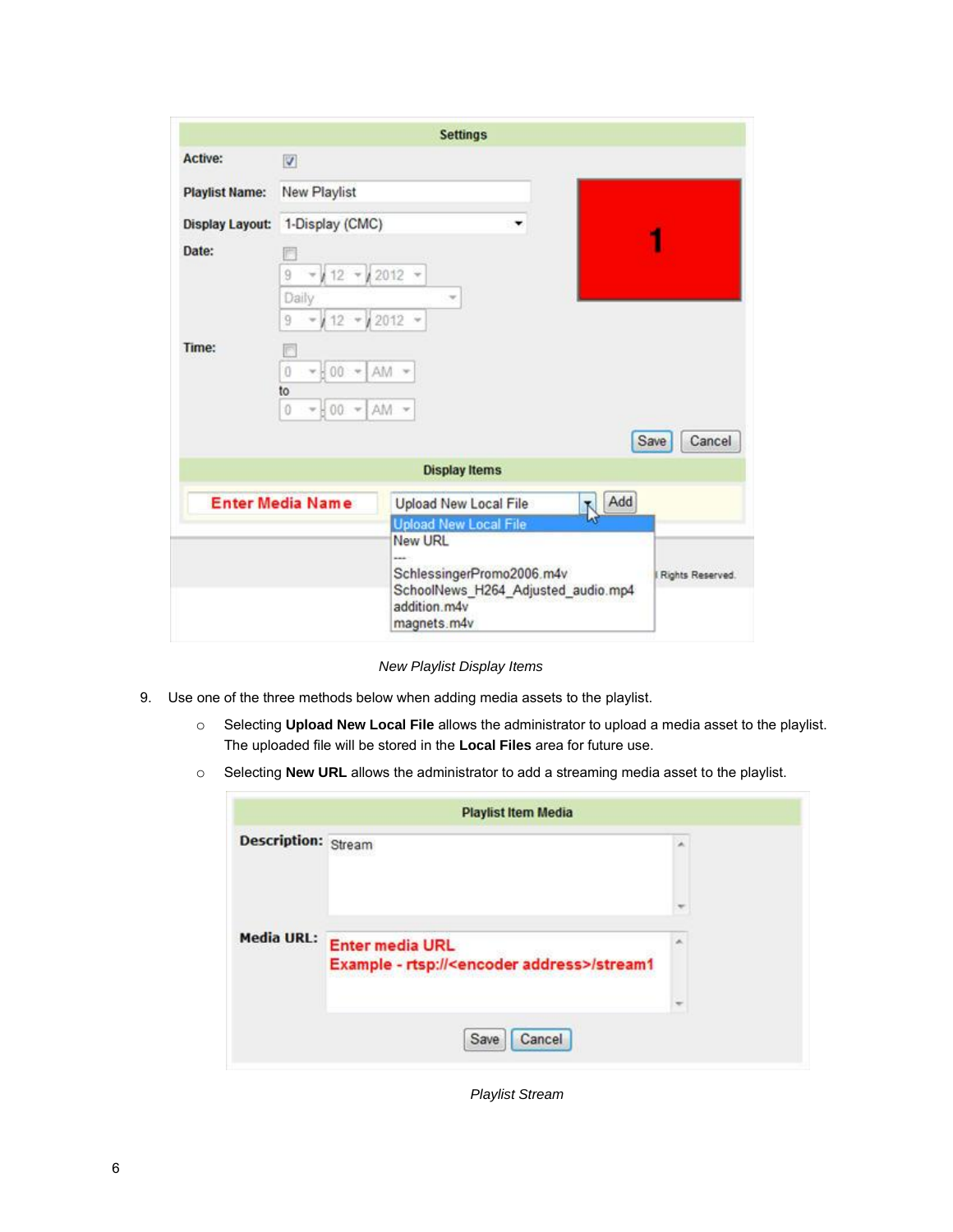*New Playlist Display Items*

9. Use one of the three methods below when adding media assets to the playlist.

   - Selecting **Upload New Local File** allows the administrator to upload a media asset to the playlist. The uploaded file will be stored in the **Local Files** area for future use.
   - Selecting **New URL** allows the administrator to add a streaming media asset to the playlist.

*Playlist Stream*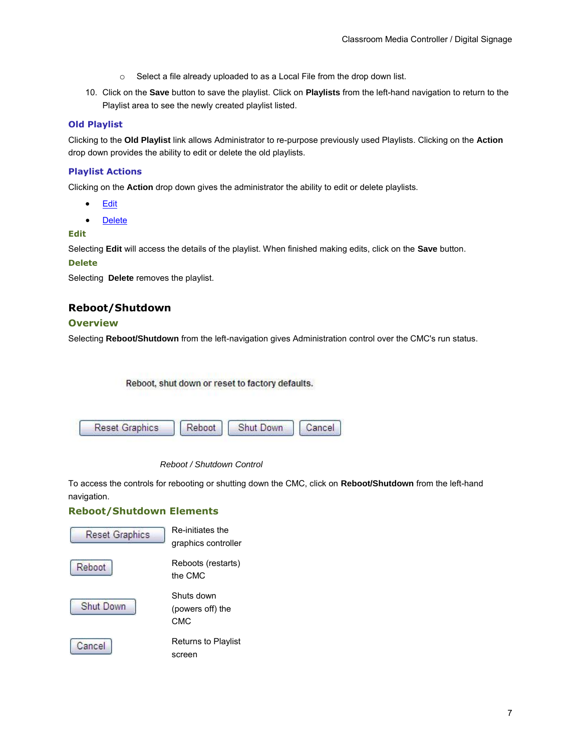- Select a file already uploaded to as a Local File from the drop down list.

10. Click on the **Save** button to save the playlist. Click on **Playlists** from the left-hand navigation to return to the Playlist area to see the newly created playlist listed.

### Old Playlist

Clicking to the **Old Playlist** link allows Administrator to re-purpose previously used Playlists. Clicking on the **Action** drop down provides the ability to edit or delete the old playlists.

### Playlist Actions

Clicking on the **Action** drop down gives the administrator the ability to edit or delete playlists.

- Edit
- Delete

#### Edit

Selecting **Edit** will access the details of the playlist. When finished making edits, click on the **Save** button.

#### Delete

Selecting **Delete** removes the playlist.

## Reboot/Shutdown

### Overview

Selecting **Reboot/Shutdown** from the left-navigation gives Administration control over the CMC's run status.

Reboot, shut down or reset to factory defaults.

Reset Graphics | Reboot | Shut Down | Cancel

*Reboot / Shutdown Control*

To access the controls for rebooting or shutting down the CMC, click on **Reboot/Shutdown** from the left-hand navigation.

### Reboot/Shutdown Elements

| | |
|---|---|
| Reset Graphics | Re-initiates the graphics controller |
| Reboot | Reboots (restarts) the CMC |
| Shut Down | Shuts down (powers off) the CMC |
| Cancel | Returns to Playlist screen |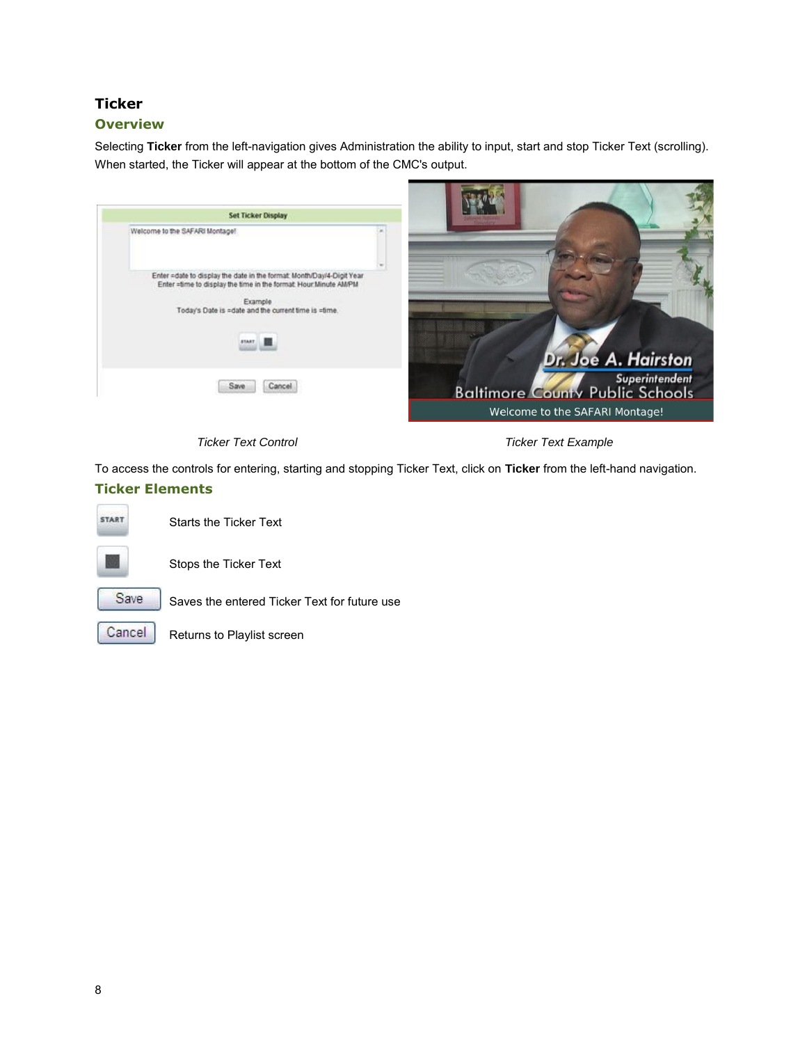## Ticker

### Overview

Selecting **Ticker** from the left-navigation gives Administration the ability to input, start and stop Ticker Text (scrolling). When started, the Ticker will appear at the bottom of the CMC's output.

*Ticker Text Control*

*Ticker Text Example*

To access the controls for entering, starting and stopping Ticker Text, click on **Ticker** from the left-hand navigation.

### Ticker Elements

| | |
|---|---|
| START | Starts the Ticker Text |
| ■ | Stops the Ticker Text |
| Save | Saves the entered Ticker Text for future use |
| Cancel | Returns to Playlist screen |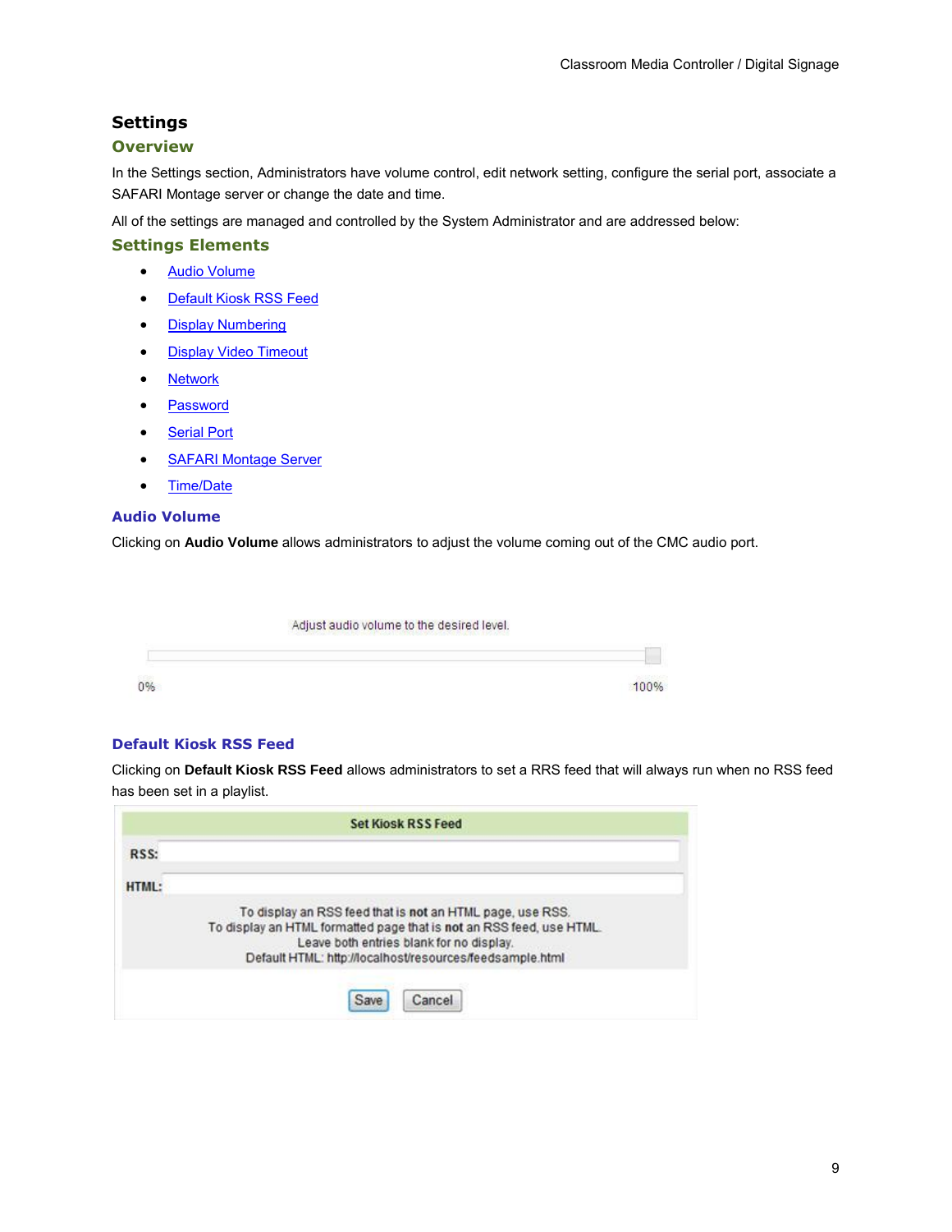# Settings

## Overview

In the Settings section, Administrators have volume control, edit network setting, configure the serial port, associate a SAFARI Montage server or change the date and time.

All of the settings are managed and controlled by the System Administrator and are addressed below:

## Settings Elements

- Audio Volume
- Default Kiosk RSS Feed
- Display Numbering
- Display Video Timeout
- Network
- Password
- Serial Port
- SAFARI Montage Server
- Time/Date

### Audio Volume

Clicking on **Audio Volume** allows administrators to adjust the volume coming out of the CMC audio port.

Adjust audio volume to the desired level.

0% 100%

### Default Kiosk RSS Feed

Clicking on **Default Kiosk RSS Feed** allows administrators to set a RRS feed that will always run when no RSS feed has been set in a playlist.

**Set Kiosk RSS Feed**

RSS:

HTML:

To display an RSS feed that is **not** an HTML page, use RSS.
To display an HTML formatted page that is **not** an RSS feed, use HTML.
Leave both entries blank for no display.
Default HTML: http://localhost/resources/feedsample.html

Save Cancel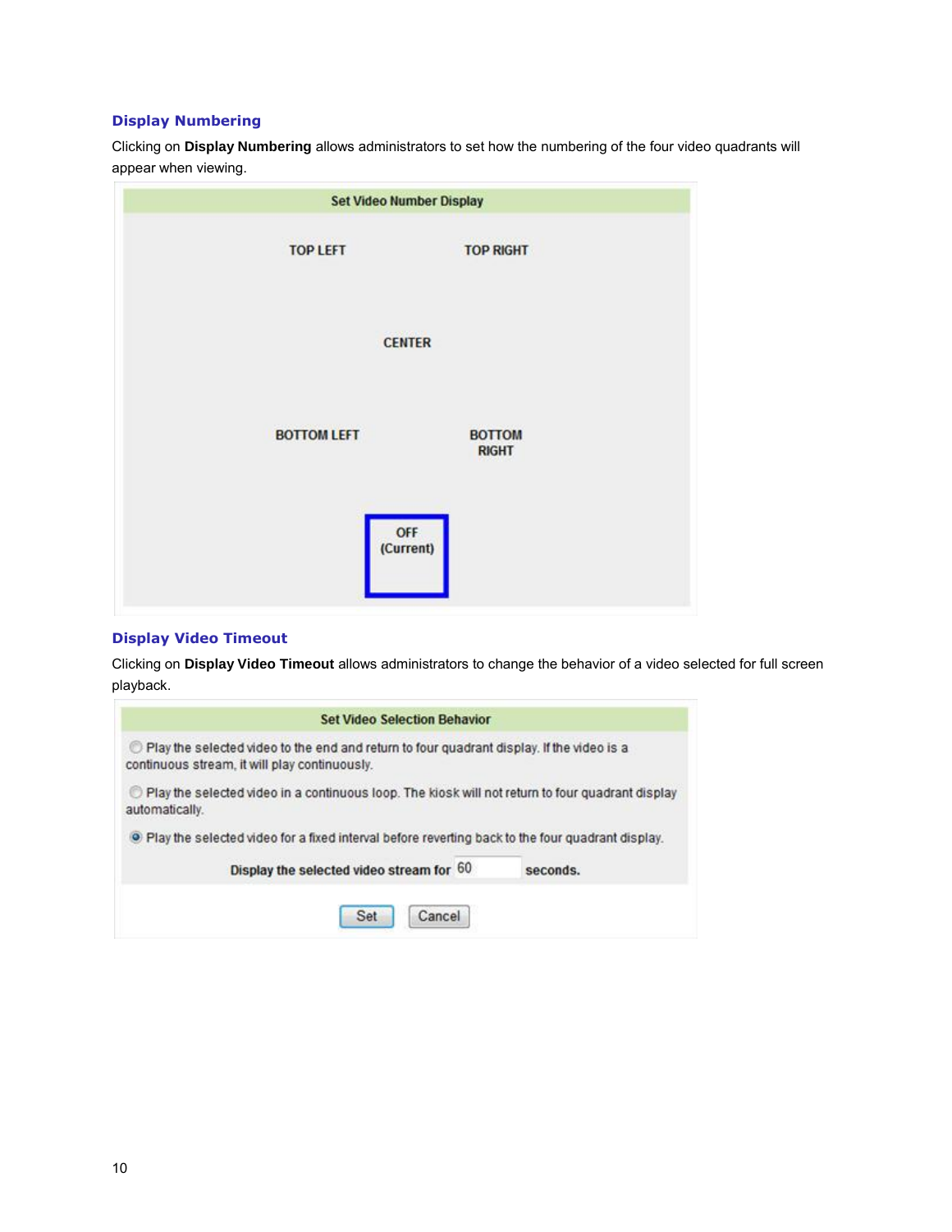### Display Numbering

Clicking on **Display Numbering** allows administrators to set how the numbering of the four video quadrants will appear when viewing.

**Set Video Number Display**

TOP LEFT

TOP RIGHT

CENTER

BOTTOM LEFT

BOTTOM RIGHT

OFF (Current)

### Display Video Timeout

Clicking on **Display Video Timeout** allows administrators to change the behavior of a video selected for full screen playback.

**Set Video Selection Behavior**

- ○ Play the selected video to the end and return to four quadrant display. If the video is a continuous stream, it will play continuously.
- ○ Play the selected video in a continuous loop. The kiosk will not return to four quadrant display automatically.
- ◉ Play the selected video for a fixed interval before reverting back to the four quadrant display.

**Display the selected video stream for** 60 **seconds.**

Set | Cancel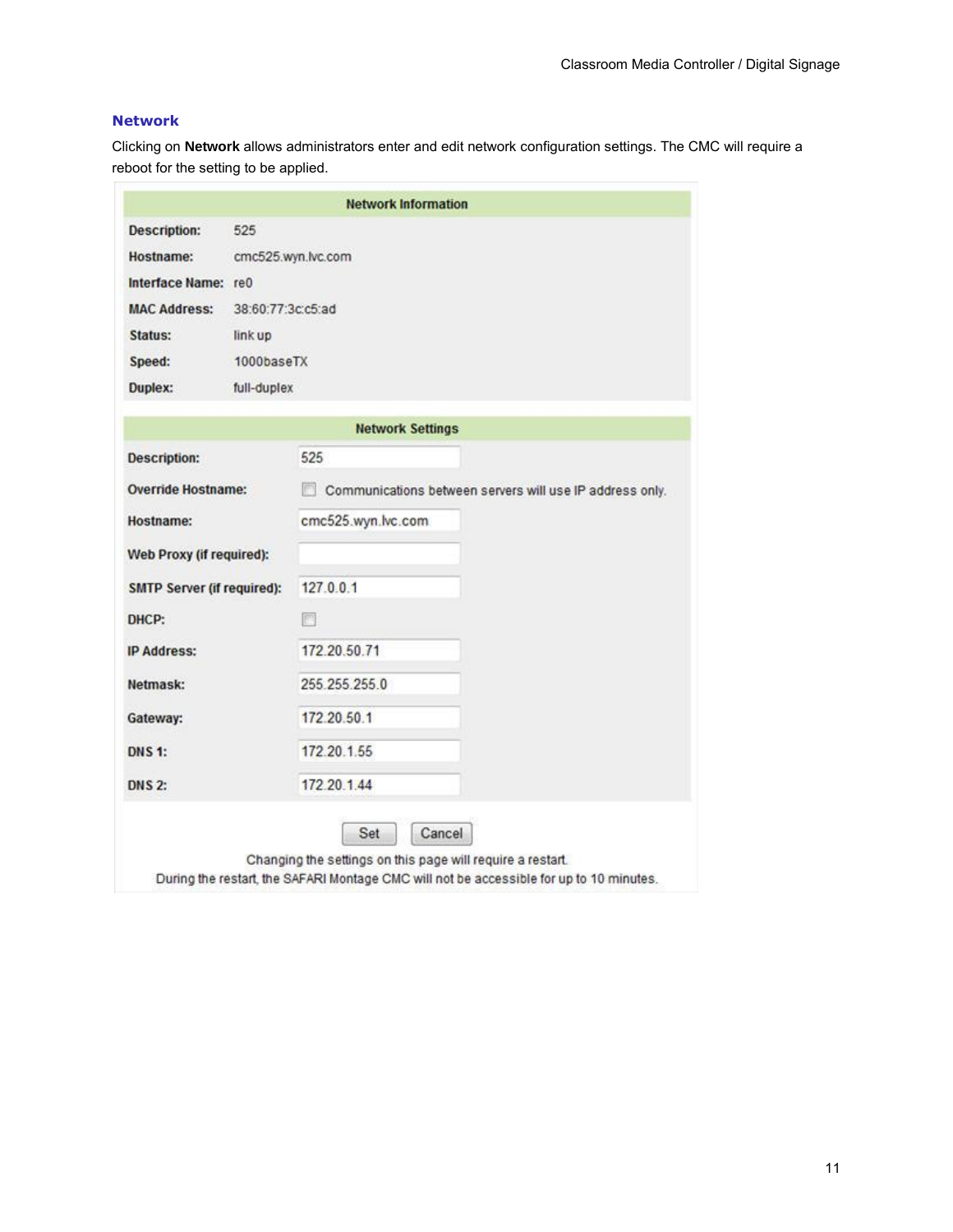## Network

Clicking on **Network** allows administrators enter and edit network configuration settings. The CMC will require a reboot for the setting to be applied.

| Network Information | |
|---|---|
| **Description:** | 525 |
| **Hostname:** | cmc525.wyn.lvc.com |
| **Interface Name:** | re0 |
| **MAC Address:** | 38:60:77:3c:c5:ad |
| **Status:** | link up |
| **Speed:** | 1000baseTX |
| **Duplex:** | full-duplex |

| Network Settings | |
|---|---|
| **Description:** | 525 |
| **Override Hostname:** | ☐ Communications between servers will use IP address only. |
| **Hostname:** | cmc525.wyn.lvc.com |
| **Web Proxy (if required):** | |
| **SMTP Server (if required):** | 127.0.0.1 |
| **DHCP:** | ☐ |
| **IP Address:** | 172.20.50.71 |
| **Netmask:** | 255.255.255.0 |
| **Gateway:** | 172.20.50.1 |
| **DNS 1:** | 172.20.1.55 |
| **DNS 2:** | 172.20.1.44 |

Set | Cancel

Changing the settings on this page will require a restart.
During the restart, the SAFARI Montage CMC will not be accessible for up to 10 minutes.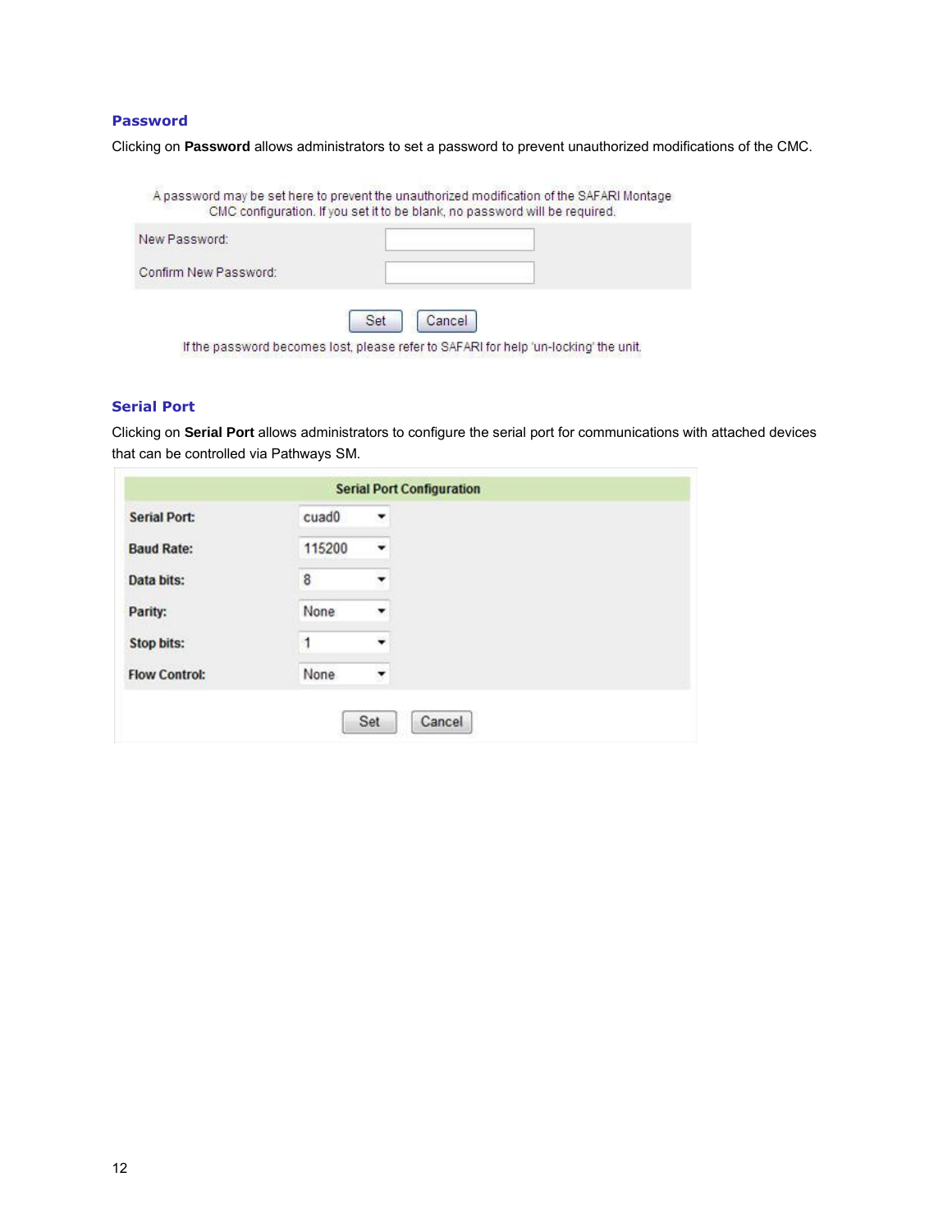### Password

Clicking on **Password** allows administrators to set a password to prevent unauthorized modifications of the CMC.

A password may be set here to prevent the unauthorized modification of the SAFARI Montage CMC configuration. If you set it to be blank, no password will be required.

| | |
|---|---|
| New Password: | |
| Confirm New Password: | |

Set | Cancel

If the password becomes lost, please refer to SAFARI for help 'un-locking' the unit.

### Serial Port

Clicking on **Serial Port** allows administrators to configure the serial port for communications with attached devices that can be controlled via Pathways SM.

| Serial Port Configuration | |
|---|---|
| **Serial Port:** | cuad0 |
| **Baud Rate:** | 115200 |
| **Data bits:** | 8 |
| **Parity:** | None |
| **Stop bits:** | 1 |
| **Flow Control:** | None |

Set | Cancel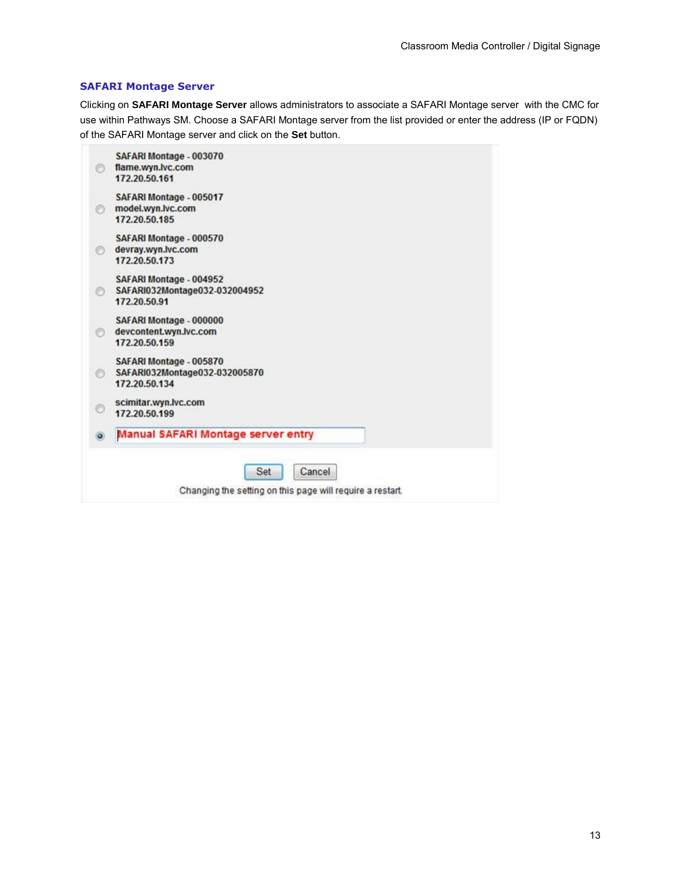### SAFARI Montage Server

Clicking on **SAFARI Montage Server** allows administrators to associate a SAFARI Montage server with the CMC for use within Pathways SM. Choose a SAFARI Montage server from the list provided or enter the address (IP or FQDN) of the SAFARI Montage server and click on the **Set** button.

- ○ SAFARI Montage - 003070
  flame.wyn.lvc.com
  172.20.50.161
- ○ SAFARI Montage - 005017
  model.wyn.lvc.com
  172.20.50.185
- ○ SAFARI Montage - 000570
  devray.wyn.lvc.com
  172.20.50.173
- ○ SAFARI Montage - 004952
  SAFARI032Montage032-032004952
  172.20.50.91
- ○ SAFARI Montage - 000000
  devcontent.wyn.lvc.com
  172.20.50.159
- ○ SAFARI Montage - 005870
  SAFARI032Montage032-032005870
  172.20.50.134
- ○ scimitar.wyn.lvc.com
  172.20.50.199
- ● Manual SAFARI Montage server entry

[Set] [Cancel]

Changing the setting on this page will require a restart.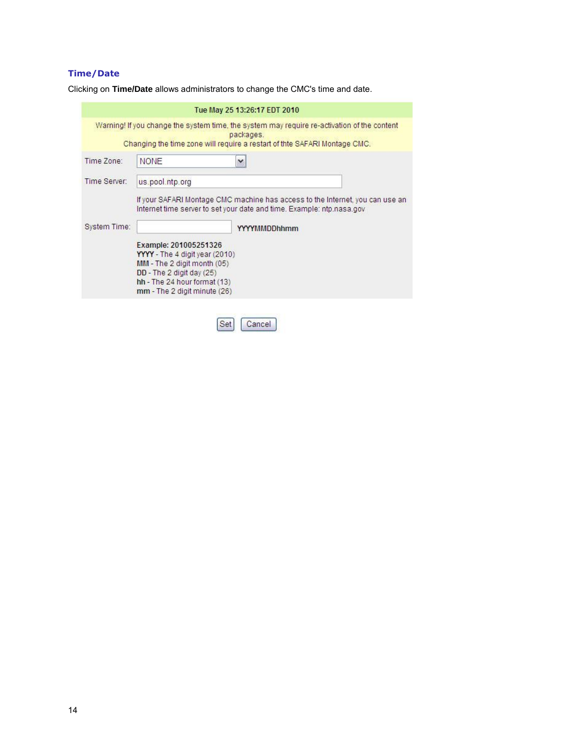### Time/Date

Clicking on **Time/Date** allows administrators to change the CMC's time and date.

Tue May 25 13:26:17 EDT 2010

Warning! If you change the system time, the system may require re-activation of the content packages.
Changing the time zone will require a restart of thte SAFARI Montage CMC.

Time Zone: NONE

Time Server: us.pool.ntp.org

If your SAFARI Montage CMC machine has access to the Internet, you can use an Internet time server to set your date and time. Example: ntp.nasa.gov

System Time: YYYYMMDDhhmm

**Example: 201005251326**
**YYYY** - The 4 digit year (2010)
**MM** - The 2 digit month (05)
**DD** - The 2 digit day (25)
**hh** - The 24 hour format (13)
**mm** - The 2 digit minute (26)

Set | Cancel